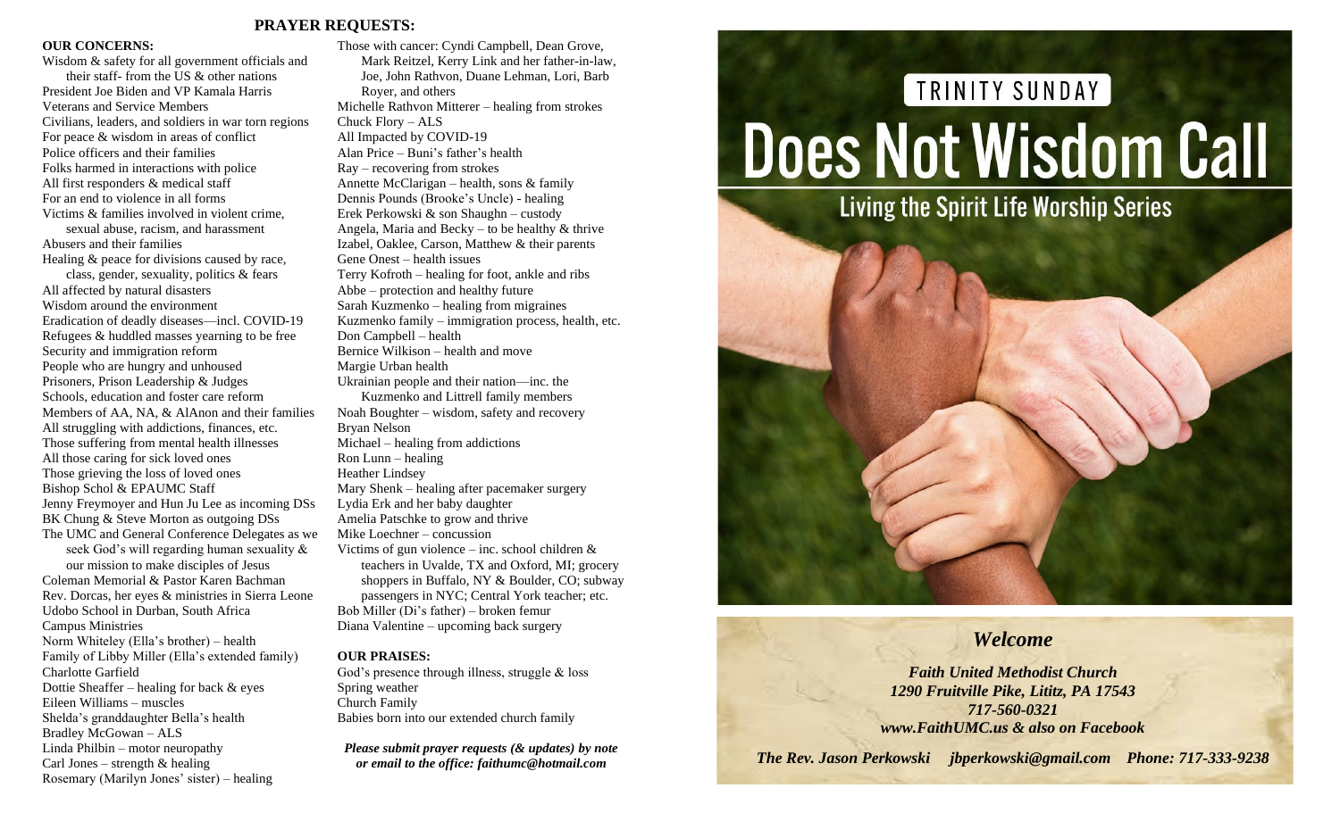## PRAYER REQUESTS:

**OUR CONCERNS:**

Wisdom & safety for all government officials and their staff- from the US & other nations
President Joe Biden and VP Kamala Harris
Veterans and Service Members
Civilians, leaders, and soldiers in war torn regions
For peace & wisdom in areas of conflict
Police officers and their families
Folks harmed in interactions with police
All first responders & medical staff
For an end to violence in all forms
Victims & families involved in violent crime, sexual abuse, racism, and harassment
Abusers and their families
Healing & peace for divisions caused by race, class, gender, sexuality, politics & fears
All affected by natural disasters
Wisdom around the environment
Eradication of deadly diseases—incl. COVID-19
Refugees & huddled masses yearning to be free
Security and immigration reform
People who are hungry and unhoused
Prisoners, Prison Leadership & Judges
Schools, education and foster care reform
Members of AA, NA, & AlAnon and their families
All struggling with addictions, finances, etc.
Those suffering from mental health illnesses
All those caring for sick loved ones
Those grieving the loss of loved ones
Bishop Schol & EPAUMC Staff
Jenny Freymoyer and Hun Ju Lee as incoming DSs
BK Chung & Steve Morton as outgoing DSs
The UMC and General Conference Delegates as we seek God's will regarding human sexuality & our mission to make disciples of Jesus
Coleman Memorial & Pastor Karen Bachman
Rev. Dorcas, her eyes & ministries in Sierra Leone
Udobo School in Durban, South Africa
Campus Ministries
Norm Whiteley (Ella's brother) – health
Family of Libby Miller (Ella's extended family)
Charlotte Garfield
Dottie Sheaffer – healing for back & eyes
Eileen Williams – muscles
Shelda's granddaughter Bella's health
Bradley McGowan – ALS
Linda Philbin – motor neuropathy
Carl Jones – strength & healing
Rosemary (Marilyn Jones' sister) – healing
Those with cancer: Cyndi Campbell, Dean Grove, Mark Reitzel, Kerry Link and her father-in-law, Joe, John Rathvon, Duane Lehman, Lori, Barb Royer, and others
Michelle Rathvon Mitterer – healing from strokes
Chuck Flory – ALS
All Impacted by COVID-19
Alan Price – Buni's father's health
Ray – recovering from strokes
Annette McClarigan – health, sons & family
Dennis Pounds (Brooke's Uncle) - healing
Erek Perkowski & son Shaughn – custody
Angela, Maria and Becky – to be healthy & thrive
Izabel, Oaklee, Carson, Matthew & their parents
Gene Onest – health issues
Terry Kofroth – healing for foot, ankle and ribs
Abbe – protection and healthy future
Sarah Kuzmenko – healing from migraines
Kuzmenko family – immigration process, health, etc.
Don Campbell – health
Bernice Wilkison – health and move
Margie Urban health
Ukrainian people and their nation—inc. the Kuzmenko and Littrell family members
Noah Boughter – wisdom, safety and recovery
Bryan Nelson
Michael – healing from addictions
Ron Lunn – healing
Heather Lindsey
Mary Shenk – healing after pacemaker surgery
Lydia Erk and her baby daughter
Amelia Patschke to grow and thrive
Mike Loechner – concussion
Victims of gun violence – inc. school children & teachers in Uvalde, TX and Oxford, MI; grocery shoppers in Buffalo, NY & Boulder, CO; subway passengers in NYC; Central York teacher; etc.
Bob Miller (Di's father) – broken femur
Diana Valentine – upcoming back surgery

**OUR PRAISES:**

God's presence through illness, struggle & loss
Spring weather
Church Family
Babies born into our extended church family

***Please submit prayer requests (& updates) by note or email to the office: faithumc@hotmail.com***

# TRINITY SUNDAY

# Does Not Wisdom Call

## Living the Spirit Life Worship Series

## *Welcome*

***Faith United Methodist Church***
***1290 Fruitville Pike, Lititz, PA 17543***
***717-560-0321***
***www.FaithUMC.us & also on Facebook***

***The Rev. Jason Perkowski jbperkowski@gmail.com Phone: 717-333-9238***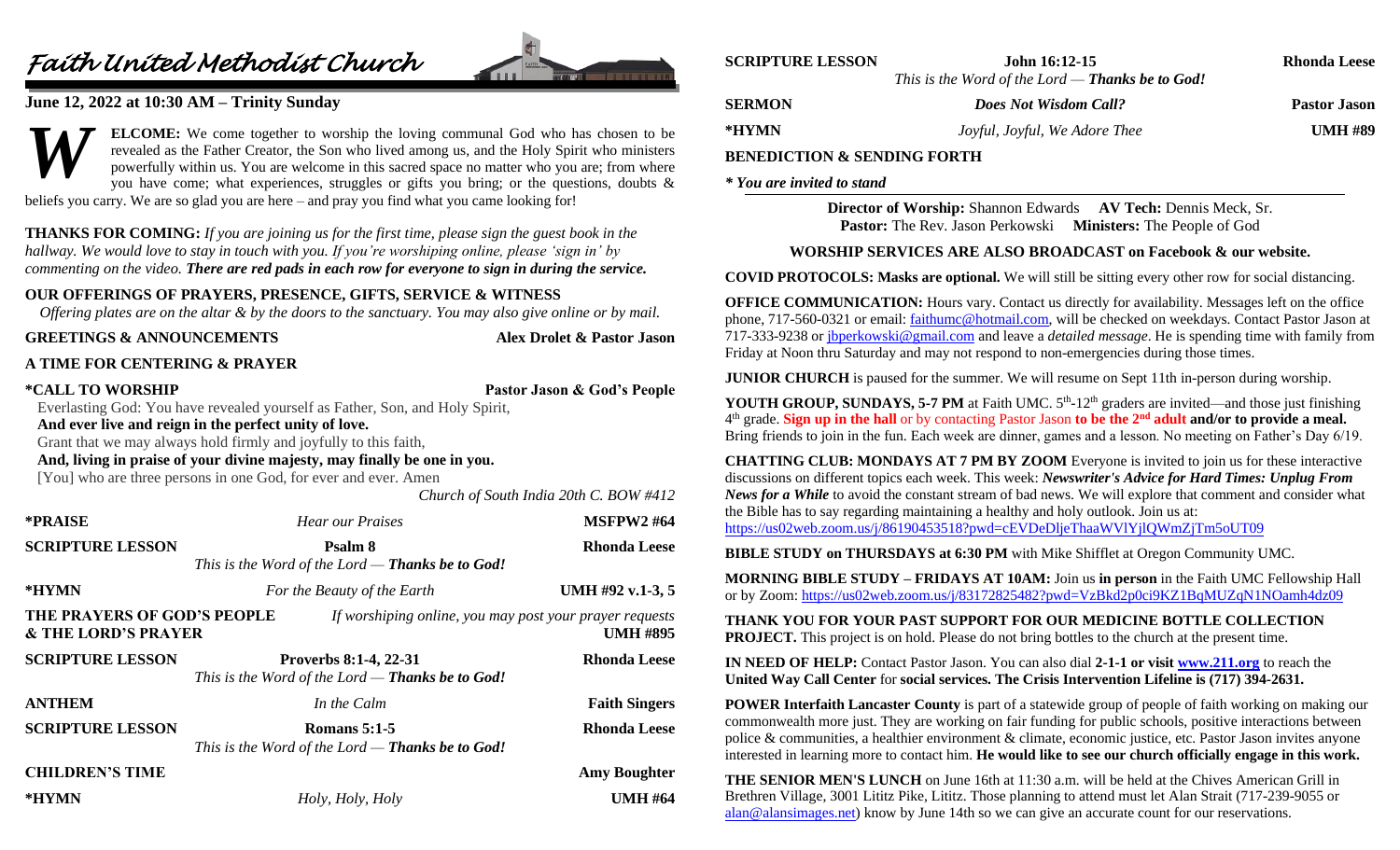# Faith United Methodist Church

## June 12, 2022 at 10:30 AM – Trinity Sunday

**WELCOME:** We come together to worship the loving communal God who has chosen to be revealed as the Father Creator, the Son who lived among us, and the Holy Spirit who ministers powerfully within us. You are welcome in this sacred space no matter who you are; from where you have come; what experiences, struggles or gifts you bring; or the questions, doubts & beliefs you carry. We are so glad you are here – and pray you find what you came looking for!

**THANKS FOR COMING:** *If you are joining us for the first time, please sign the guest book in the hallway. We would love to stay in touch with you. If you're worshiping online, please 'sign in' by commenting on the video.* ***There are red pads in each row for everyone to sign in during the service.***

**OUR OFFERINGS OF PRAYERS, PRESENCE, GIFTS, SERVICE & WITNESS**
*Offering plates are on the altar & by the doors to the sanctuary. You may also give online or by mail.*

**GREETINGS & ANNOUNCEMENTS** — **Alex Drolet & Pastor Jason**

**A TIME FOR CENTERING & PRAYER**

**\*CALL TO WORSHIP** — **Pastor Jason & God's People**

Everlasting God: You have revealed yourself as Father, Son, and Holy Spirit,
**And ever live and reign in the perfect unity of love.**
Grant that we may always hold firmly and joyfully to this faith,
**And, living in praise of your divine majesty, may finally be one in you.**
[You] who are three persons in one God, for ever and ever. Amen

*Church of South India 20th C. BOW #412*

| | | |
|---|---|---|
| **\*PRAISE** | *Hear our Praises* | **MSFPW2 #64** |
| **SCRIPTURE LESSON** | **Psalm 8** *This is the Word of the Lord — **Thanks be to God!*** | **Rhonda Leese** |
| **\*HYMN** | *For the Beauty of the Earth* | **UMH #92 v.1-3, 5** |
| **THE PRAYERS OF GOD'S PEOPLE & THE LORD'S PRAYER** | *If worshiping online, you may post your prayer requests* | **UMH #895** |
| **SCRIPTURE LESSON** | **Proverbs 8:1-4, 22-31** *This is the Word of the Lord — **Thanks be to God!*** | **Rhonda Leese** |
| **ANTHEM** | *In the Calm* | **Faith Singers** |
| **SCRIPTURE LESSON** | **Romans 5:1-5** *This is the Word of the Lord — **Thanks be to God!*** | **Rhonda Leese** |
| **CHILDREN'S TIME** | | **Amy Boughter** |
| **\*HYMN** | *Holy, Holy, Holy* | **UMH #64** |
| **SCRIPTURE LESSON** | **John 16:12-15** *This is the Word of the Lord — **Thanks be to God!*** | **Rhonda Leese** |
| **SERMON** | ***Does Not Wisdom Call?*** | **Pastor Jason** |
| **\*HYMN** | *Joyful, Joyful, We Adore Thee* | **UMH #89** |

**BENEDICTION & SENDING FORTH**

***\* You are invited to stand***

**Director of Worship:** Shannon Edwards **AV Tech:** Dennis Meck, Sr.
**Pastor:** The Rev. Jason Perkowski **Ministers:** The People of God

**WORSHIP SERVICES ARE ALSO BROADCAST on Facebook & our website.**

**COVID PROTOCOLS: Masks are optional.** We will still be sitting every other row for social distancing.

**OFFICE COMMUNICATION:** Hours vary. Contact us directly for availability. Messages left on the office phone, 717-560-0321 or email: faithumc@hotmail.com, will be checked on weekdays. Contact Pastor Jason at 717-333-9238 or jbperkowski@gmail.com and leave a *detailed message*. He is spending time with family from Friday at Noon thru Saturday and may not respond to non-emergencies during those times.

**JUNIOR CHURCH** is paused for the summer. We will resume on Sept 11th in-person during worship.

**YOUTH GROUP, SUNDAYS, 5-7 PM** at Faith UMC. 5th-12th graders are invited—and those just finishing 4th grade. **Sign up in the hall** or by contacting Pastor Jason **to be the 2nd adult and/or to provide a meal.** Bring friends to join in the fun. Each week are dinner, games and a lesson. No meeting on Father's Day 6/19.

**CHATTING CLUB: MONDAYS AT 7 PM BY ZOOM** Everyone is invited to join us for these interactive discussions on different topics each week. This week: ***Newswriter's Advice for Hard Times: Unplug From News for a While*** to avoid the constant stream of bad news. We will explore that comment and consider what the Bible has to say regarding maintaining a healthy and holy outlook. Join us at: https://us02web.zoom.us/j/86190453518?pwd=cEVDeDljeThaaWVlYjlQWmZjTm5oUT09

**BIBLE STUDY on THURSDAYS at 6:30 PM** with Mike Shifflet at Oregon Community UMC.

**MORNING BIBLE STUDY – FRIDAYS AT 10AM:** Join us **in person** in the Faith UMC Fellowship Hall or by Zoom: https://us02web.zoom.us/j/83172825482?pwd=VzBkd2p0ci9KZ1BqMUZqN1NOamh4dz09

**THANK YOU FOR YOUR PAST SUPPORT FOR OUR MEDICINE BOTTLE COLLECTION PROJECT.** This project is on hold. Please do not bring bottles to the church at the present time.

**IN NEED OF HELP:** Contact Pastor Jason. You can also dial **2-1-1 or visit www.211.org** to reach the **United Way Call Center** for **social services. The Crisis Intervention Lifeline is (717) 394-2631.**

**POWER Interfaith Lancaster County** is part of a statewide group of people of faith working on making our commonwealth more just. They are working on fair funding for public schools, positive interactions between police & communities, a healthier environment & climate, economic justice, etc. Pastor Jason invites anyone interested in learning more to contact him. **He would like to see our church officially engage in this work.**

**THE SENIOR MEN'S LUNCH** on June 16th at 11:30 a.m. will be held at the Chives American Grill in Brethren Village, 3001 Lititz Pike, Lititz. Those planning to attend must let Alan Strait (717-239-9055 or alan@alansimages.net) know by June 14th so we can give an accurate count for our reservations.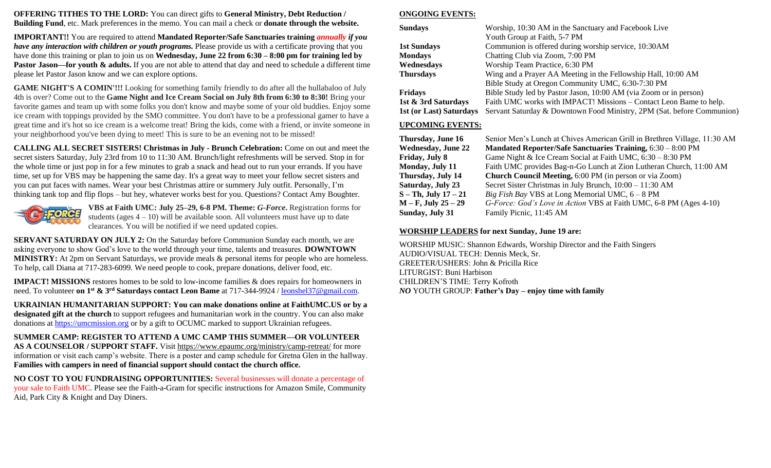**OFFERING TITHES TO THE LORD:** You can direct gifts to **General Ministry, Debt Reduction / Building Fund**, etc. Mark preferences in the memo. You can mail a check or **donate through the website.**

**IMPORTANT!!** You are required to attend **Mandated Reporter/Safe Sanctuaries training** ***annually if you have any interaction with children or youth programs.*** Please provide us with a certificate proving that you have done this training or plan to join us on **Wednesday, June 22 from 6:30 – 8:00 pm for training led by Pastor Jason—for youth & adults.** If you are not able to attend that day and need to schedule a different time please let Pastor Jason know and we can explore options.

**GAME NIGHT'S A COMIN'!!!** Looking for something family friendly to do after all the hullabaloo of July 4th is over? Come out to the **Game Night and Ice Cream Social on July 8th from 6:30 to 8:30!** Bring your favorite games and team up with some folks you don't know and maybe some of your old buddies. Enjoy some ice cream with toppings provided by the SMO committee. You don't have to be a professional gamer to have a great time and it's hot so ice cream is a welcome treat! Bring the kids, come with a friend, or invite someone in your neighborhood you've been dying to meet! This is sure to be an evening not to be missed!

**CALLING ALL SECRET SISTERS! Christmas in July - Brunch Celebration:** Come on out and meet the secret sisters Saturday, July 23rd from 10 to 11:30 AM. Brunch/light refreshments will be served. Stop in for the whole time or just pop in for a few minutes to grab a snack and head out to run your errands. If you have time, set up for VBS may be happening the same day. It's a great way to meet your fellow secret sisters and you can put faces with names. Wear your best Christmas attire or summery July outfit. Personally, I'm thinking tank top and flip flops – but hey, whatever works best for you. Questions? Contact Amy Boughter.

**VBS at Faith UMC: July 25–29, 6-8 PM. Theme: *G-Force*.** Registration forms for students (ages 4 – 10) will be available soon. All volunteers must have up to date clearances. You will be notified if we need updated copies.

**SERVANT SATURDAY ON JULY 2:** On the Saturday before Communion Sunday each month, we are asking everyone to show God's love to the world through your time, talents and treasures. **DOWNTOWN MINISTRY:** At 2pm on Servant Saturdays, we provide meals & personal items for people who are homeless. To help, call Diana at 717-283-6099. We need people to cook, prepare donations, deliver food, etc.

**IMPACT! MISSIONS** restores homes to be sold to low-income families & does repairs for homeowners in need. To volunteer **on 1st & 3rd Saturdays contact Leon Bame** at 717-344-9924 / leonshel37@gmail.com.

**UKRAINIAN HUMANITARIAN SUPPORT: You can make donations online at FaithUMC.US or by a designated gift at the church** to support refugees and humanitarian work in the country. You can also make donations at https://umcmission.org or by a gift to OCUMC marked to support Ukrainian refugees.

**SUMMER CAMP: REGISTER TO ATTEND A UMC CAMP THIS SUMMER—OR VOLUNTEER AS A COUNSELOR / SUPPORT STAFF.** Visit https://www.epaumc.org/ministry/camp-retreat/ for more information or visit each camp's website. There is a poster and camp schedule for Gretna Glen in the hallway. **Families with campers in need of financial support should contact the church office.**

**NO COST TO YOU FUNDRAISING OPPORTUNITIES:** Several businesses will donate a percentage of your sale to Faith UMC. Please see the Faith-a-Gram for specific instructions for Amazon Smile, Community Aid, Park City & Knight and Day Diners.

## ONGOING EVENTS:

| | |
|---|---|
| **Sundays** | Worship, 10:30 AM in the Sanctuary and Facebook Live<br>Youth Group at Faith, 5-7 PM |
| **1st Sundays** | Communion is offered during worship service, 10:30AM |
| **Mondays** | Chatting Club via Zoom, 7:00 PM |
| **Wednesdays** | Worship Team Practice, 6:30 PM |
| **Thursdays** | Wing and a Prayer AA Meeting in the Fellowship Hall, 10:00 AM<br>Bible Study at Oregon Community UMC, 6:30-7:30 PM |
| **Fridays** | Bible Study led by Pastor Jason, 10:00 AM (via Zoom or in person) |
| **1st & 3rd Saturdays** | Faith UMC works with IMPACT! Missions – Contact Leon Bame to help. |
| **1st (or Last) Saturdays** | Servant Saturday & Downtown Food Ministry, 2PM (Sat. before Communion) |

## UPCOMING EVENTS:

| | |
|---|---|
| **Thursday, June 16** | Senior Men's Lunch at Chives American Grill in Brethren Village, 11:30 AM |
| **Wednesday, June 22** | **Mandated Reporter/Safe Sanctuaries Training,** 6:30 – 8:00 PM |
| **Friday, July 8** | Game Night & Ice Cream Social at Faith UMC, 6:30 – 8:30 PM |
| **Monday, July 11** | Faith UMC provides Bag-n-Go Lunch at Zion Lutheran Church, 11:00 AM |
| **Thursday, July 14** | **Church Council Meeting,** 6:00 PM (in person or via Zoom) |
| **Saturday, July 23** | Secret Sister Christmas in July Brunch, 10:00 – 11:30 AM |
| **S – Th, July 17 – 21** | *Big Fish Bay* VBS at Long Memorial UMC, 6 – 8 PM |
| **M – F, July 25 – 29** | *G-Force: God's Love in Action* VBS at Faith UMC, 6-8 PM (Ages 4-10) |
| **Sunday, July 31** | Family Picnic, 11:45 AM |

## WORSHIP LEADERS for next Sunday, June 19 are:

WORSHIP MUSIC: Shannon Edwards, Worship Director and the Faith Singers
AUDIO/VISUAL TECH: Dennis Meck, Sr.
GREETER/USHERS: John & Pricilla Rice
LITURGIST: Buni Harbison
CHILDREN'S TIME: Terry Kofroth
***NO*** YOUTH GROUP: **Father's Day – enjoy time with family**